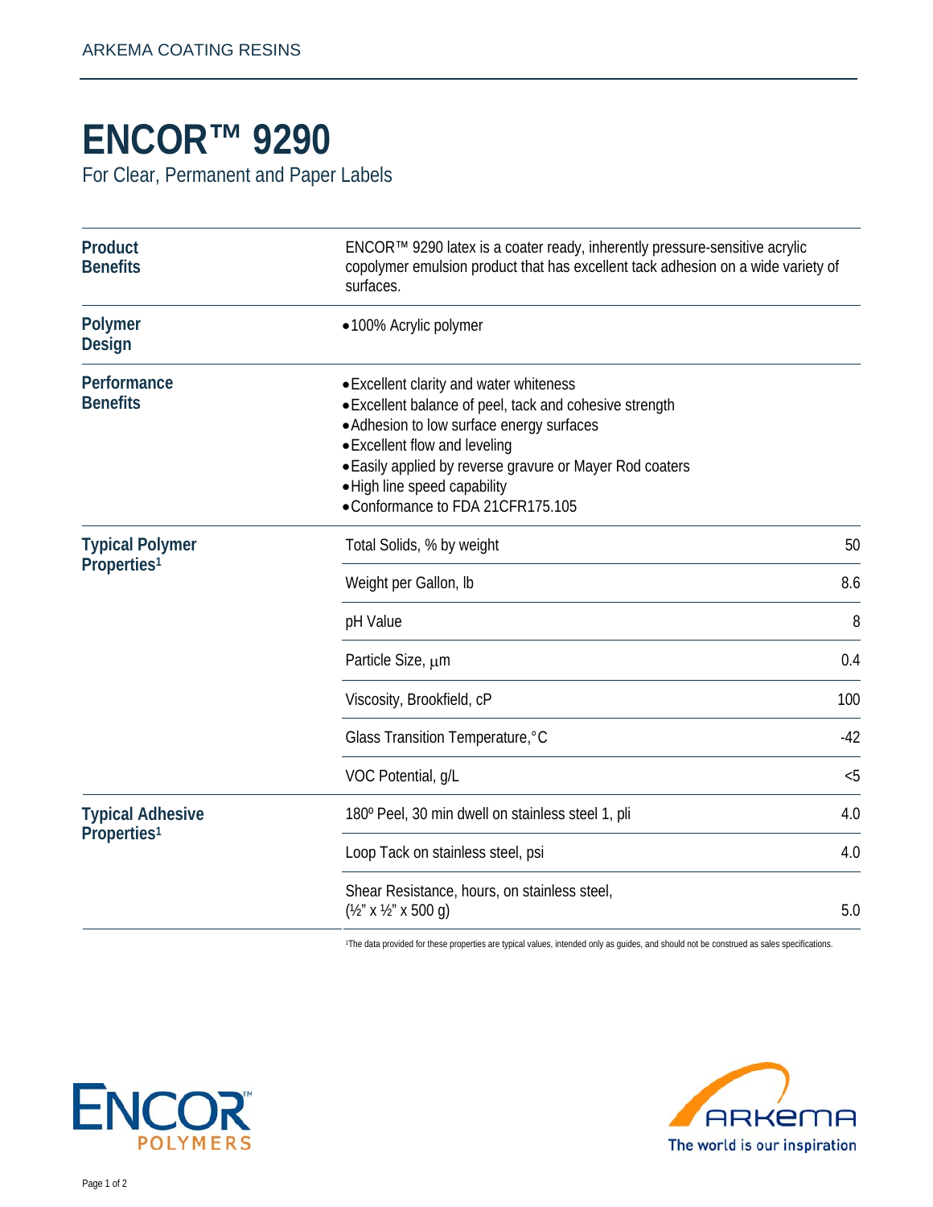ARKEMA COATING RESINS

# ENCOR™ 9290

For Clear, Permanent and Paper Labels

## Product Benefits

ENCOR™ 9290 latex is a coater ready, inherently pressure-sensitive acrylic copolymer emulsion product that has excellent tack adhesion on a wide variety of surfaces.

## Polymer Design

- 100% Acrylic polymer

## Performance Benefits

- Excellent clarity and water whiteness
- Excellent balance of peel, tack and cohesive strength
- Adhesion to low surface energy surfaces
- Excellent flow and leveling
- Easily applied by reverse gravure or Mayer Rod coaters
- High line speed capability
- Conformance to FDA 21CFR175.105

## Typical Polymer Properties[1]

| Property | Value |
|---|---|
| Total Solids, % by weight | 50 |
| Weight per Gallon, lb | 8.6 |
| pH Value | 8 |
| Particle Size, μm | 0.4 |
| Viscosity, Brookfield, cP | 100 |
| Glass Transition Temperature,°C | -42 |
| VOC Potential, g/L | <5 |

## Typical Adhesive Properties[1]

| Property | Value |
|---|---|
| 180º Peel, 30 min dwell on stainless steel 1, pli | 4.0 |
| Loop Tack on stainless steel, psi | 4.0 |
| Shear Resistance, hours, on stainless steel, (½" x ½" x 500 g) | 5.0 |

[1]The data provided for these properties are typical values, intended only as guides, and should not be construed as sales specifications.

ENCOR POLYMERS

ARKEMA The world is our inspiration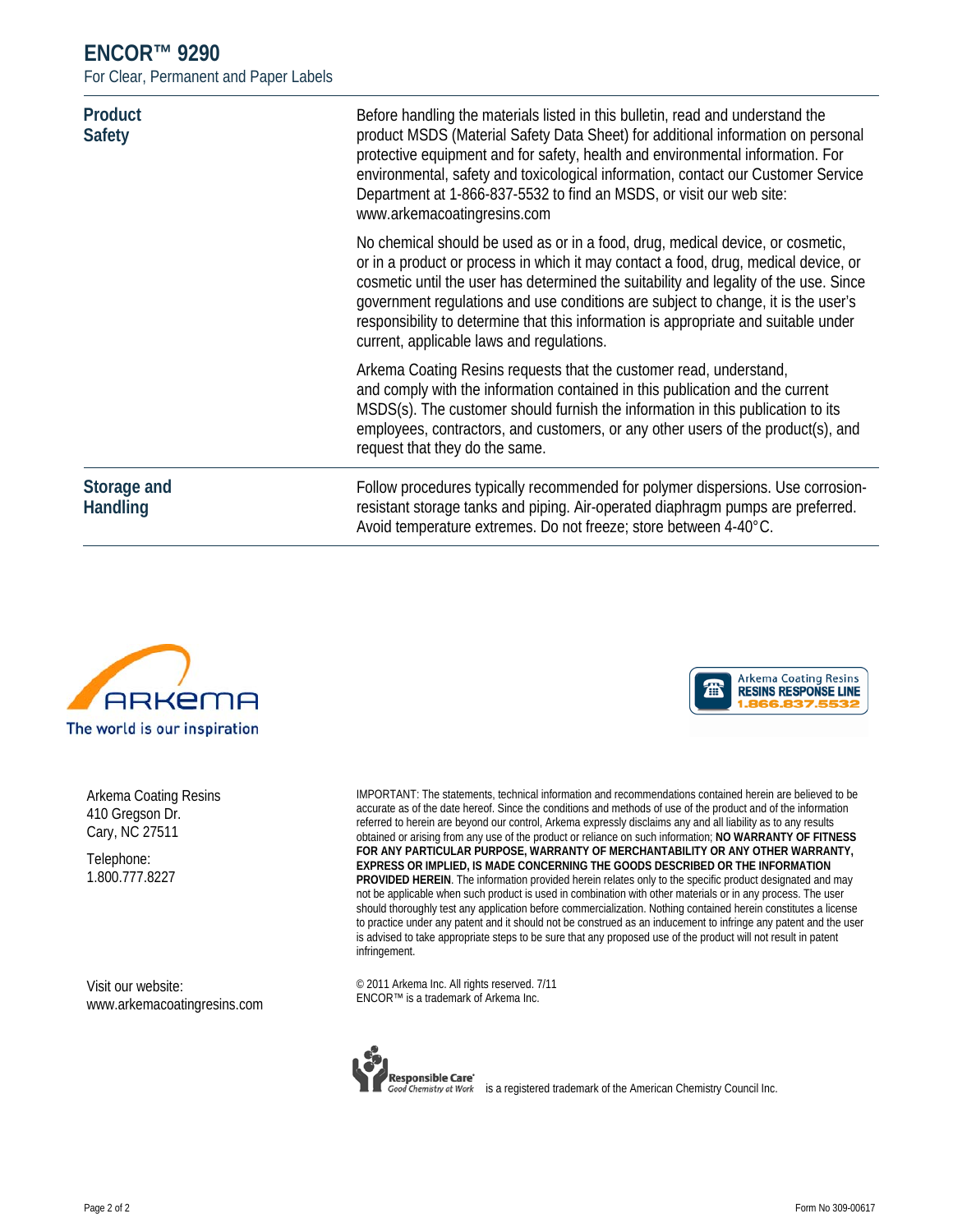# ENCOR™ 9290

For Clear, Permanent and Paper Labels

## Product Safety

Before handling the materials listed in this bulletin, read and understand the product MSDS (Material Safety Data Sheet) for additional information on personal protective equipment and for safety, health and environmental information. For environmental, safety and toxicological information, contact our Customer Service Department at 1-866-837-5532 to find an MSDS, or visit our web site: www.arkemacoatingresins.com

No chemical should be used as or in a food, drug, medical device, or cosmetic, or in a product or process in which it may contact a food, drug, medical device, or cosmetic until the user has determined the suitability and legality of the use. Since government regulations and use conditions are subject to change, it is the user's responsibility to determine that this information is appropriate and suitable under current, applicable laws and regulations.

Arkema Coating Resins requests that the customer read, understand, and comply with the information contained in this publication and the current MSDS(s). The customer should furnish the information in this publication to its employees, contractors, and customers, or any other users of the product(s), and request that they do the same.

## Storage and Handling

Follow procedures typically recommended for polymer dispersions. Use corrosion-resistant storage tanks and piping. Air-operated diaphragm pumps are preferred. Avoid temperature extremes. Do not freeze; store between 4-40°C.

ARKEMA
The world is our inspiration

Arkema Coating Resins
RESINS RESPONSE LINE
1.866.837.5532

Arkema Coating Resins
410 Gregson Dr.
Cary, NC 27511

Telephone:
1.800.777.8227

Visit our website:
www.arkemacoatingresins.com

IMPORTANT: The statements, technical information and recommendations contained herein are believed to be accurate as of the date hereof. Since the conditions and methods of use of the product and of the information referred to herein are beyond our control, Arkema expressly disclaims any and all liability as to any results obtained or arising from any use of the product or reliance on such information; **NO WARRANTY OF FITNESS FOR ANY PARTICULAR PURPOSE, WARRANTY OF MERCHANTABILITY OR ANY OTHER WARRANTY, EXPRESS OR IMPLIED, IS MADE CONCERNING THE GOODS DESCRIBED OR THE INFORMATION PROVIDED HEREIN**. The information provided herein relates only to the specific product designated and may not be applicable when such product is used in combination with other materials or in any process. The user should thoroughly test any application before commercialization. Nothing contained herein constitutes a license to practice under any patent and it should not be construed as an inducement to infringe any patent and the user is advised to take appropriate steps to be sure that any proposed use of the product will not result in patent infringement.

© 2011 Arkema Inc. All rights reserved. 7/11
ENCOR™ is a trademark of Arkema Inc.

Responsible Care® Good Chemistry at Work is a registered trademark of the American Chemistry Council Inc.

Form No 309-00617